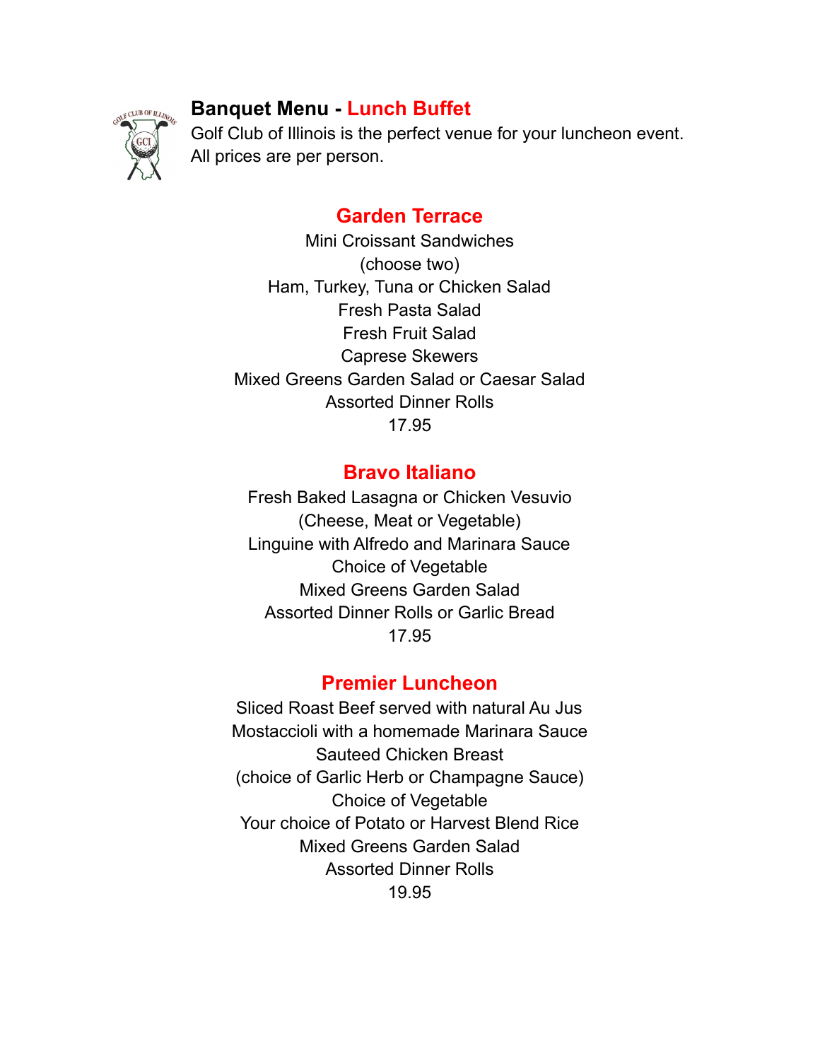# Banquet Menu - Lunch Buffet

Golf Club of Illinois is the perfect venue for your luncheon event.
All prices are per person.

## Garden Terrace

Mini Croissant Sandwiches
(choose two)
Ham, Turkey, Tuna or Chicken Salad
Fresh Pasta Salad
Fresh Fruit Salad
Caprese Skewers
Mixed Greens Garden Salad or Caesar Salad
Assorted Dinner Rolls
17.95

## Bravo Italiano

Fresh Baked Lasagna or Chicken Vesuvio
(Cheese, Meat or Vegetable)
Linguine with Alfredo and Marinara Sauce
Choice of Vegetable
Mixed Greens Garden Salad
Assorted Dinner Rolls or Garlic Bread
17.95

## Premier Luncheon

Sliced Roast Beef served with natural Au Jus
Mostaccioli with a homemade Marinara Sauce
Sauteed Chicken Breast
(choice of Garlic Herb or Champagne Sauce)
Choice of Vegetable
Your choice of Potato or Harvest Blend Rice
Mixed Greens Garden Salad
Assorted Dinner Rolls
19.95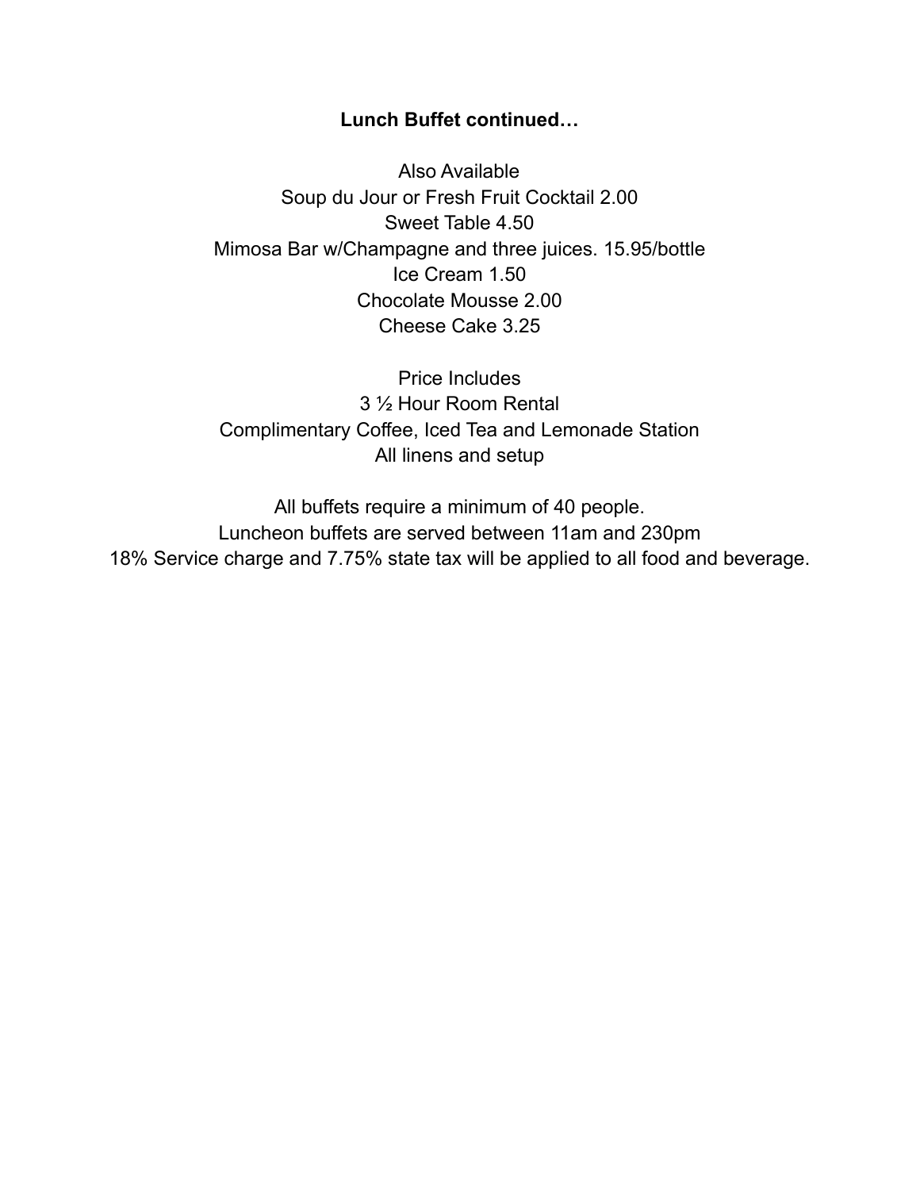**Lunch Buffet continued…**

Also Available
Soup du Jour or Fresh Fruit Cocktail 2.00
Sweet Table 4.50
Mimosa Bar w/Champagne and three juices. 15.95/bottle
Ice Cream 1.50
Chocolate Mousse 2.00
Cheese Cake 3.25

Price Includes
3 ½ Hour Room Rental
Complimentary Coffee, Iced Tea and Lemonade Station
All linens and setup

All buffets require a minimum of 40 people.
Luncheon buffets are served between 11am and 230pm
18% Service charge and 7.75% state tax will be applied to all food and beverage.